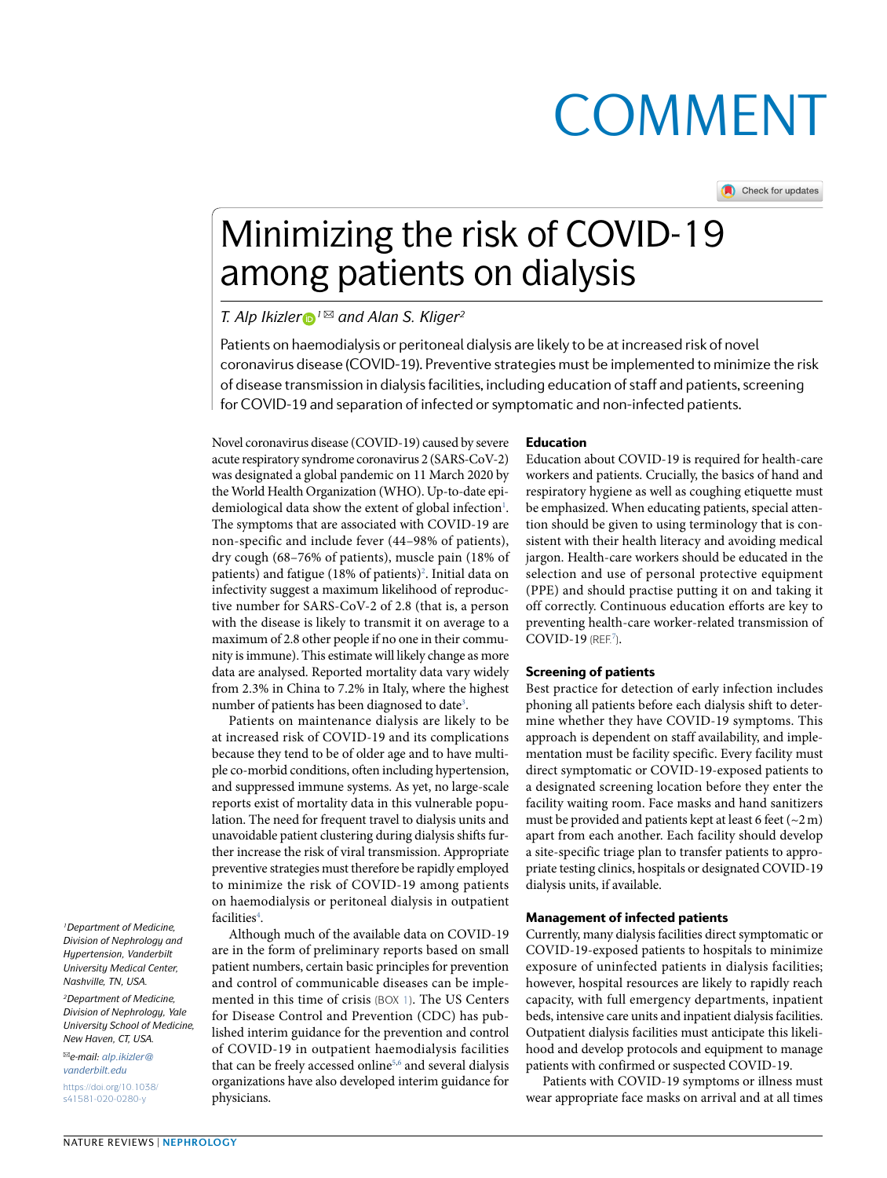# COMMENT

# Minimizing the risk of COVID-19 among patients on dialysis

*T. Alp Ikizler*[1] ✉ *and Alan S. Kliger*[2]

Patients on haemodialysis or peritoneal dialysis are likely to be at increased risk of novel coronavirus disease (COVID-19). Preventive strategies must be implemented to minimize the risk of disease transmission in dialysis facilities, including education of staff and patients, screening for COVID-19 and separation of infected or symptomatic and non-infected patients.

Novel coronavirus disease (COVID-19) caused by severe acute respiratory syndrome coronavirus 2 (SARS-CoV-2) was designated a global pandemic on 11 March 2020 by the World Health Organization (WHO). Up-to-date epidemiological data show the extent of global infection[1]. The symptoms that are associated with COVID-19 are non-specific and include fever (44–98% of patients), dry cough (68–76% of patients), muscle pain (18% of patients) and fatigue (18% of patients)[2]. Initial data on infectivity suggest a maximum likelihood of reproductive number for SARS-CoV-2 of 2.8 (that is, a person with the disease is likely to transmit it on average to a maximum of 2.8 other people if no one in their community is immune). This estimate will likely change as more data are analysed. Reported mortality data vary widely from 2.3% in China to 7.2% in Italy, where the highest number of patients has been diagnosed to date[3].

Patients on maintenance dialysis are likely to be at increased risk of COVID-19 and its complications because they tend to be of older age and to have multiple co-morbid conditions, often including hypertension, and suppressed immune systems. As yet, no large-scale reports exist of mortality data in this vulnerable population. The need for frequent travel to dialysis units and unavoidable patient clustering during dialysis shifts further increase the risk of viral transmission. Appropriate preventive strategies must therefore be rapidly employed to minimize the risk of COVID-19 among patients on haemodialysis or peritoneal dialysis in outpatient facilities[4].

Although much of the available data on COVID-19 are in the form of preliminary reports based on small patient numbers, certain basic principles for prevention and control of communicable diseases can be implemented in this time of crisis (BOX 1). The US Centers for Disease Control and Prevention (CDC) has published interim guidance for the prevention and control of COVID-19 in outpatient haemodialysis facilities that can be freely accessed online[5,6] and several dialysis organizations have also developed interim guidance for physicians.

### Education

Education about COVID-19 is required for health-care workers and patients. Crucially, the basics of hand and respiratory hygiene as well as coughing etiquette must be emphasized. When educating patients, special attention should be given to using terminology that is consistent with their health literacy and avoiding medical jargon. Health-care workers should be educated in the selection and use of personal protective equipment (PPE) and should practise putting it on and taking it off correctly. Continuous education efforts are key to preventing health-care worker-related transmission of COVID-19 (REF.[7]).

### Screening of patients

Best practice for detection of early infection includes phoning all patients before each dialysis shift to determine whether they have COVID-19 symptoms. This approach is dependent on staff availability, and implementation must be facility specific. Every facility must direct symptomatic or COVID-19-exposed patients to a designated screening location before they enter the facility waiting room. Face masks and hand sanitizers must be provided and patients kept at least 6 feet (~2 m) apart from each another. Each facility should develop a site-specific triage plan to transfer patients to appropriate testing clinics, hospitals or designated COVID-19 dialysis units, if available.

### Management of infected patients

Currently, many dialysis facilities direct symptomatic or COVID-19-exposed patients to hospitals to minimize exposure of uninfected patients in dialysis facilities; however, hospital resources are likely to rapidly reach capacity, with full emergency departments, inpatient beds, intensive care units and inpatient dialysis facilities. Outpatient dialysis facilities must anticipate this likelihood and develop protocols and equipment to manage patients with confirmed or suspected COVID-19.

Patients with COVID-19 symptoms or illness must wear appropriate face masks on arrival and at all times

*[1]Department of Medicine, Division of Nephrology and Hypertension, Vanderbilt University Medical Center, Nashville, TN, USA.*

*[2]Department of Medicine, Division of Nephrology, Yale University School of Medicine, New Haven, CT, USA.*

✉*e-mail: alp.ikizler@vanderbilt.edu*

https://doi.org/10.1038/s41581-020-0280-y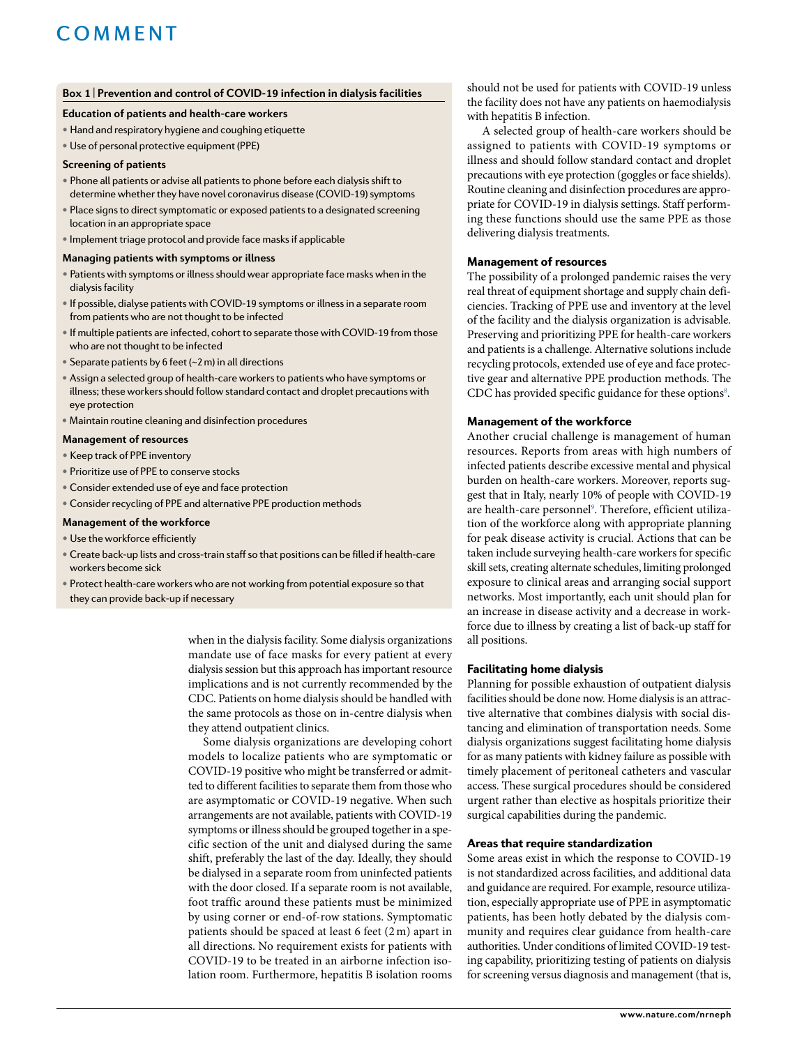## Box 1 | Prevention and control of COVID-19 infection in dialysis facilities

**Education of patients and health-care workers**

- Hand and respiratory hygiene and coughing etiquette
- Use of personal protective equipment (PPE)

**Screening of patients**

- Phone all patients or advise all patients to phone before each dialysis shift to determine whether they have novel coronavirus disease (COVID-19) symptoms
- Place signs to direct symptomatic or exposed patients to a designated screening location in an appropriate space
- Implement triage protocol and provide face masks if applicable

**Managing patients with symptoms or illness**

- Patients with symptoms or illness should wear appropriate face masks when in the dialysis facility
- If possible, dialyse patients with COVID-19 symptoms or illness in a separate room from patients who are not thought to be infected
- If multiple patients are infected, cohort to separate those with COVID-19 from those who are not thought to be infected
- Separate patients by 6 feet (~2 m) in all directions
- Assign a selected group of health-care workers to patients who have symptoms or illness; these workers should follow standard contact and droplet precautions with eye protection
- Maintain routine cleaning and disinfection procedures

**Management of resources**

- Keep track of PPE inventory
- Prioritize use of PPE to conserve stocks
- Consider extended use of eye and face protection
- Consider recycling of PPE and alternative PPE production methods

**Management of the workforce**

- Use the workforce efficiently
- Create back-up lists and cross-train staff so that positions can be filled if health-care workers become sick
- Protect health-care workers who are not working from potential exposure so that they can provide back-up if necessary

when in the dialysis facility. Some dialysis organizations mandate use of face masks for every patient at every dialysis session but this approach has important resource implications and is not currently recommended by the CDC. Patients on home dialysis should be handled with the same protocols as those on in-centre dialysis when they attend outpatient clinics.

Some dialysis organizations are developing cohort models to localize patients who are symptomatic or COVID-19 positive who might be transferred or admitted to different facilities to separate them from those who are asymptomatic or COVID-19 negative. When such arrangements are not available, patients with COVID-19 symptoms or illness should be grouped together in a specific section of the unit and dialysed during the same shift, preferably the last of the day. Ideally, they should be dialysed in a separate room from uninfected patients with the door closed. If a separate room is not available, foot traffic around these patients must be minimized by using corner or end-of-row stations. Symptomatic patients should be spaced at least 6 feet (2 m) apart in all directions. No requirement exists for patients with COVID-19 to be treated in an airborne infection isolation room. Furthermore, hepatitis B isolation rooms should not be used for patients with COVID-19 unless the facility does not have any patients on haemodialysis with hepatitis B infection.

A selected group of health-care workers should be assigned to patients with COVID-19 symptoms or illness and should follow standard contact and droplet precautions with eye protection (goggles or face shields). Routine cleaning and disinfection procedures are appropriate for COVID-19 in dialysis settings. Staff performing these functions should use the same PPE as those delivering dialysis treatments.

### Management of resources

The possibility of a prolonged pandemic raises the very real threat of equipment shortage and supply chain deficiencies. Tracking of PPE use and inventory at the level of the facility and the dialysis organization is advisable. Preserving and prioritizing PPE for health-care workers and patients is a challenge. Alternative solutions include recycling protocols, extended use of eye and face protective gear and alternative PPE production methods. The CDC has provided specific guidance for these options[8].

### Management of the workforce

Another crucial challenge is management of human resources. Reports from areas with high numbers of infected patients describe excessive mental and physical burden on health-care workers. Moreover, reports suggest that in Italy, nearly 10% of people with COVID-19 are health-care personnel[9]. Therefore, efficient utilization of the workforce along with appropriate planning for peak disease activity is crucial. Actions that can be taken include surveying health-care workers for specific skill sets, creating alternate schedules, limiting prolonged exposure to clinical areas and arranging social support networks. Most importantly, each unit should plan for an increase in disease activity and a decrease in workforce due to illness by creating a list of back-up staff for all positions.

### Facilitating home dialysis

Planning for possible exhaustion of outpatient dialysis facilities should be done now. Home dialysis is an attractive alternative that combines dialysis with social distancing and elimination of transportation needs. Some dialysis organizations suggest facilitating home dialysis for as many patients with kidney failure as possible with timely placement of peritoneal catheters and vascular access. These surgical procedures should be considered urgent rather than elective as hospitals prioritize their surgical capabilities during the pandemic.

### Areas that require standardization

Some areas exist in which the response to COVID-19 is not standardized across facilities, and additional data and guidance are required. For example, resource utilization, especially appropriate use of PPE in asymptomatic patients, has been hotly debated by the dialysis community and requires clear guidance from health-care authorities. Under conditions of limited COVID-19 testing capability, prioritizing testing of patients on dialysis for screening versus diagnosis and management (that is,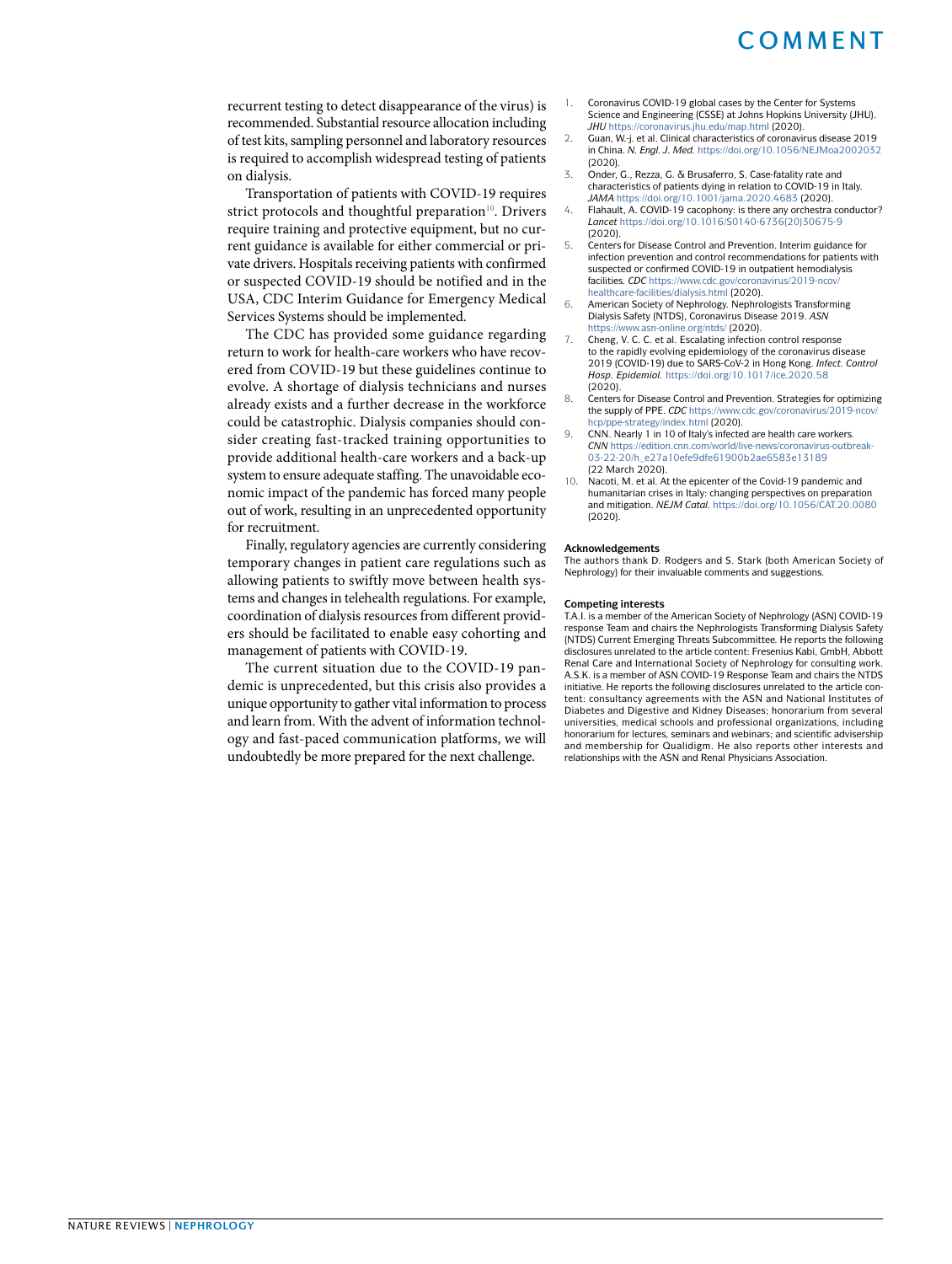recurrent testing to detect disappearance of the virus) is recommended. Substantial resource allocation including of test kits, sampling personnel and laboratory resources is required to accomplish widespread testing of patients on dialysis.

Transportation of patients with COVID-19 requires strict protocols and thoughtful preparation[10]. Drivers require training and protective equipment, but no current guidance is available for either commercial or private drivers. Hospitals receiving patients with confirmed or suspected COVID-19 should be notified and in the USA, CDC Interim Guidance for Emergency Medical Services Systems should be implemented.

The CDC has provided some guidance regarding return to work for health-care workers who have recovered from COVID-19 but these guidelines continue to evolve. A shortage of dialysis technicians and nurses already exists and a further decrease in the workforce could be catastrophic. Dialysis companies should consider creating fast-tracked training opportunities to provide additional health-care workers and a back-up system to ensure adequate staffing. The unavoidable economic impact of the pandemic has forced many people out of work, resulting in an unprecedented opportunity for recruitment.

Finally, regulatory agencies are currently considering temporary changes in patient care regulations such as allowing patients to swiftly move between health systems and changes in telehealth regulations. For example, coordination of dialysis resources from different providers should be facilitated to enable easy cohorting and management of patients with COVID-19.

The current situation due to the COVID-19 pandemic is unprecedented, but this crisis also provides a unique opportunity to gather vital information to process and learn from. With the advent of information technology and fast-paced communication platforms, we will undoubtedly be more prepared for the next challenge.

1. Coronavirus COVID-19 global cases by the Center for Systems Science and Engineering (CSSE) at Johns Hopkins University (JHU). *JHU* https://coronavirus.jhu.edu/map.html (2020).
2. Guan, W.-j. et al. Clinical characteristics of coronavirus disease 2019 in China. *N. Engl. J. Med.* https://doi.org/10.1056/NEJMoa2002032 (2020).
3. Onder, G., Rezza, G. & Brusaferro, S. Case-fatality rate and characteristics of patients dying in relation to COVID-19 in Italy. *JAMA* https://doi.org/10.1001/jama.2020.4683 (2020).
4. Flahault, A. COVID-19 cacophony: is there any orchestra conductor? *Lancet* https://doi.org/10.1016/S0140-6736(20)30675-9 (2020).
5. Centers for Disease Control and Prevention. Interim guidance for infection prevention and control recommendations for patients with suspected or confirmed COVID-19 in outpatient hemodialysis facilities. *CDC* https://www.cdc.gov/coronavirus/2019-ncov/healthcare-facilities/dialysis.html (2020).
6. American Society of Nephrology. Nephrologists Transforming Dialysis Safety (NTDS), Coronavirus Disease 2019. *ASN* https://www.asn-online.org/ntds/ (2020).
7. Cheng, V. C. C. et al. Escalating infection control response to the rapidly evolving epidemiology of the coronavirus disease 2019 (COVID-19) due to SARS-CoV-2 in Hong Kong. *Infect. Control Hosp. Epidemiol.* https://doi.org/10.1017/ice.2020.58 (2020).
8. Centers for Disease Control and Prevention. Strategies for optimizing the supply of PPE. *CDC* https://www.cdc.gov/coronavirus/2019-ncov/hcp/ppe-strategy/index.html (2020).
9. CNN. Nearly 1 in 10 of Italy's infected are health care workers. *CNN* https://edition.cnn.com/world/live-news/coronavirus-outbreak-03-22-20/h_e27a10efe9dfe61900b2ae6583e13189 (22 March 2020).
10. Nacoti, M. et al. At the epicenter of the Covid-19 pandemic and humanitarian crises in Italy: changing perspectives on preparation and mitigation. *NEJM Catal.* https://doi.org/10.1056/CAT.20.0080 (2020).

#### Acknowledgements

The authors thank D. Rodgers and S. Stark (both American Society of Nephrology) for their invaluable comments and suggestions.

#### Competing interests

T.A.I. is a member of the American Society of Nephrology (ASN) COVID-19 response Team and chairs the Nephrologists Transforming Dialysis Safety (NTDS) Current Emerging Threats Subcommittee. He reports the following disclosures unrelated to the article content: Fresenius Kabi, GmbH, Abbott Renal Care and International Society of Nephrology for consulting work. A.S.K. is a member of ASN COVID-19 Response Team and chairs the NTDS initiative. He reports the following disclosures unrelated to the article content: consultancy agreements with the ASN and National Institutes of Diabetes and Digestive and Kidney Diseases; honorarium from several universities, medical schools and professional organizations, including honorarium for lectures, seminars and webinars; and scientific advisership and membership for Qualidigm. He also reports other interests and relationships with the ASN and Renal Physicians Association.